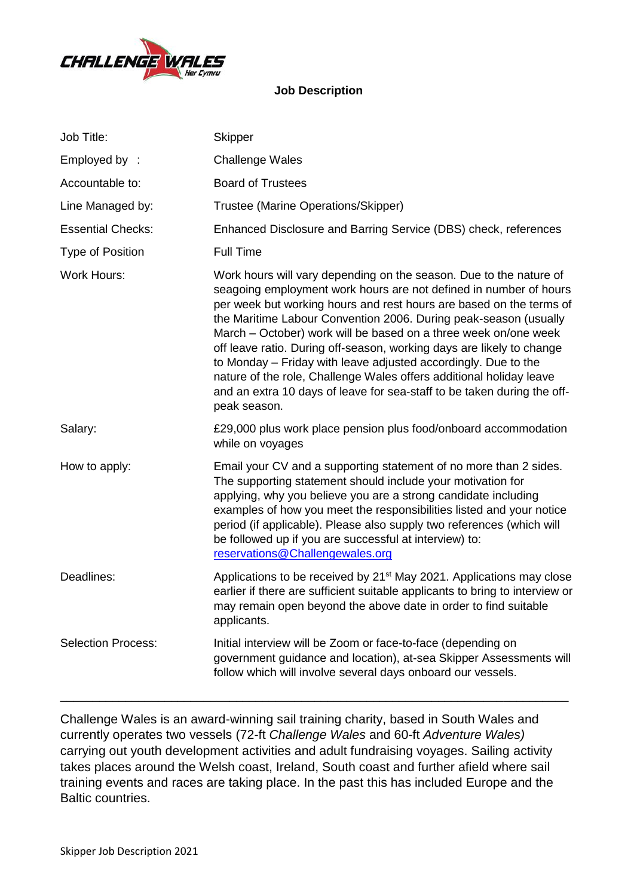**Job Description**

| | |
|---|---|
| Job Title: | Skipper |
| Employed by : | Challenge Wales |
| Accountable to: | Board of Trustees |
| Line Managed by: | Trustee (Marine Operations/Skipper) |
| Essential Checks: | Enhanced Disclosure and Barring Service (DBS) check, references |
| Type of Position | Full Time |
| Work Hours: | Work hours will vary depending on the season. Due to the nature of seagoing employment work hours are not defined in number of hours per week but working hours and rest hours are based on the terms of the Maritime Labour Convention 2006. During peak-season (usually March – October) work will be based on a three week on/one week off leave ratio. During off-season, working days are likely to change to Monday – Friday with leave adjusted accordingly. Due to the nature of the role, Challenge Wales offers additional holiday leave and an extra 10 days of leave for sea-staff to be taken during the off-peak season. |
| Salary: | £29,000 plus work place pension plus food/onboard accommodation while on voyages |
| How to apply: | Email your CV and a supporting statement of no more than 2 sides. The supporting statement should include your motivation for applying, why you believe you are a strong candidate including examples of how you meet the responsibilities listed and your notice period (if applicable). Please also supply two references (which will be followed up if you are successful at interview) to: reservations@Challengewales.org |
| Deadlines: | Applications to be received by 21st May 2021. Applications may close earlier if there are sufficient suitable applicants to bring to interview or may remain open beyond the above date in order to find suitable applicants. |
| Selection Process: | Initial interview will be Zoom or face-to-face (depending on government guidance and location), at-sea Skipper Assessments will follow which will involve several days onboard our vessels. |

---

Challenge Wales is an award-winning sail training charity, based in South Wales and currently operates two vessels (72-ft *Challenge Wales* and 60-ft *Adventure Wales)* carrying out youth development activities and adult fundraising voyages. Sailing activity takes places around the Welsh coast, Ireland, South coast and further afield where sail training events and races are taking place. In the past this has included Europe and the Baltic countries.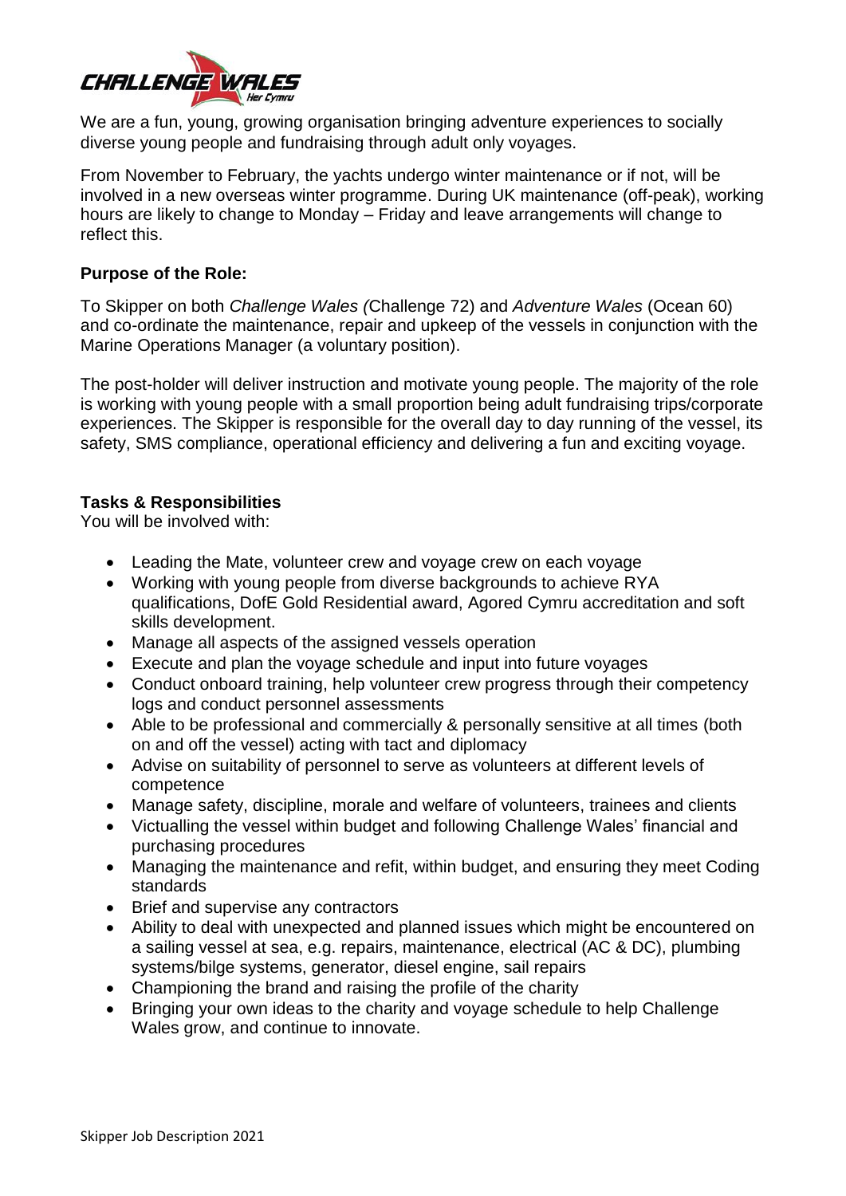We are a fun, young, growing organisation bringing adventure experiences to socially diverse young people and fundraising through adult only voyages.

From November to February, the yachts undergo winter maintenance or if not, will be involved in a new overseas winter programme. During UK maintenance (off-peak), working hours are likely to change to Monday – Friday and leave arrangements will change to reflect this.

### Purpose of the Role:

To Skipper on both *Challenge Wales (*Challenge 72) and *Adventure Wales* (Ocean 60) and co-ordinate the maintenance, repair and upkeep of the vessels in conjunction with the Marine Operations Manager (a voluntary position).

The post-holder will deliver instruction and motivate young people. The majority of the role is working with young people with a small proportion being adult fundraising trips/corporate experiences. The Skipper is responsible for the overall day to day running of the vessel, its safety, SMS compliance, operational efficiency and delivering a fun and exciting voyage.

### Tasks & Responsibilities

You will be involved with:

- Leading the Mate, volunteer crew and voyage crew on each voyage
- Working with young people from diverse backgrounds to achieve RYA qualifications, DofE Gold Residential award, Agored Cymru accreditation and soft skills development.
- Manage all aspects of the assigned vessels operation
- Execute and plan the voyage schedule and input into future voyages
- Conduct onboard training, help volunteer crew progress through their competency logs and conduct personnel assessments
- Able to be professional and commercially & personally sensitive at all times (both on and off the vessel) acting with tact and diplomacy
- Advise on suitability of personnel to serve as volunteers at different levels of competence
- Manage safety, discipline, morale and welfare of volunteers, trainees and clients
- Victualling the vessel within budget and following Challenge Wales' financial and purchasing procedures
- Managing the maintenance and refit, within budget, and ensuring they meet Coding standards
- Brief and supervise any contractors
- Ability to deal with unexpected and planned issues which might be encountered on a sailing vessel at sea, e.g. repairs, maintenance, electrical (AC & DC), plumbing systems/bilge systems, generator, diesel engine, sail repairs
- Championing the brand and raising the profile of the charity
- Bringing your own ideas to the charity and voyage schedule to help Challenge Wales grow, and continue to innovate.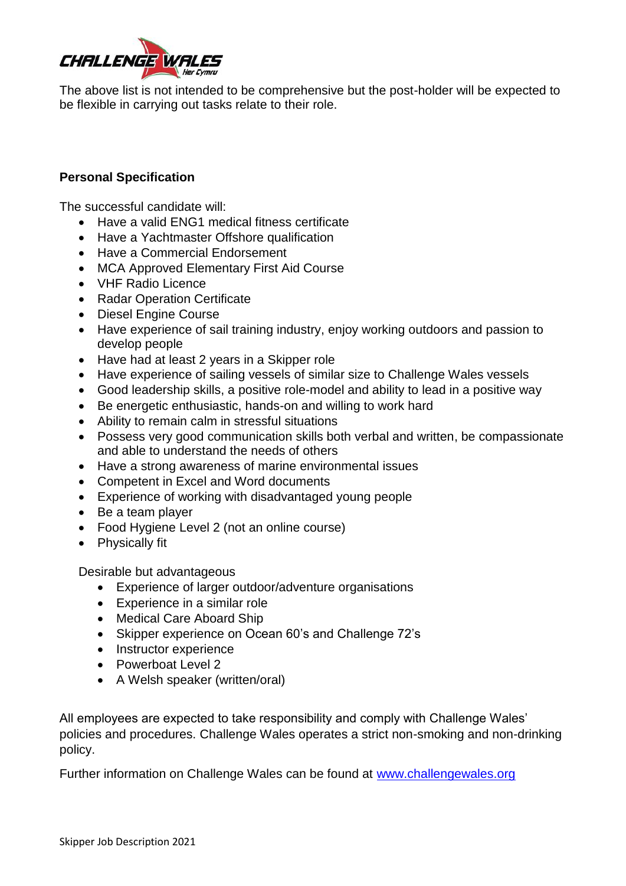The above list is not intended to be comprehensive but the post-holder will be expected to be flexible in carrying out tasks relate to their role.

**Personal Specification**

The successful candidate will:

- Have a valid ENG1 medical fitness certificate
- Have a Yachtmaster Offshore qualification
- Have a Commercial Endorsement
- MCA Approved Elementary First Aid Course
- VHF Radio Licence
- Radar Operation Certificate
- Diesel Engine Course
- Have experience of sail training industry, enjoy working outdoors and passion to develop people
- Have had at least 2 years in a Skipper role
- Have experience of sailing vessels of similar size to Challenge Wales vessels
- Good leadership skills, a positive role-model and ability to lead in a positive way
- Be energetic enthusiastic, hands-on and willing to work hard
- Ability to remain calm in stressful situations
- Possess very good communication skills both verbal and written, be compassionate and able to understand the needs of others
- Have a strong awareness of marine environmental issues
- Competent in Excel and Word documents
- Experience of working with disadvantaged young people
- Be a team player
- Food Hygiene Level 2 (not an online course)
- Physically fit

Desirable but advantageous

- Experience of larger outdoor/adventure organisations
- Experience in a similar role
- Medical Care Aboard Ship
- Skipper experience on Ocean 60's and Challenge 72's
- Instructor experience
- Powerboat Level 2
- A Welsh speaker (written/oral)

All employees are expected to take responsibility and comply with Challenge Wales' policies and procedures. Challenge Wales operates a strict non-smoking and non-drinking policy.

Further information on Challenge Wales can be found at [www.challengewales.org](http://www.challengewales.org)